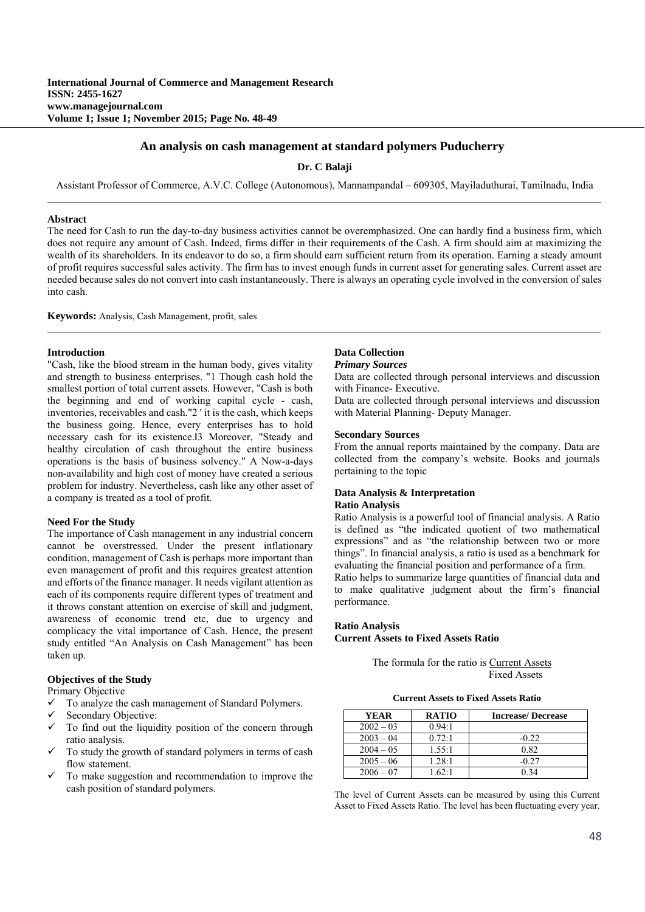# An analysis on cash management at standard polymers Puducherry

**Dr. C Balaji**

Assistant Professor of Commerce, A.V.C. College (Autonomous), Mannampandal – 609305, Mayiladuthurai, Tamilnadu, India

**Abstract**

The need for Cash to run the day-to-day business activities cannot be overemphasized. One can hardly find a business firm, which does not require any amount of Cash. Indeed, firms differ in their requirements of the Cash. A firm should aim at maximizing the wealth of its shareholders. In its endeavor to do so, a firm should earn sufficient return from its operation. Earning a steady amount of profit requires successful sales activity. The firm has to invest enough funds in current asset for generating sales. Current asset are needed because sales do not convert into cash instantaneously. There is always an operating cycle involved in the conversion of sales into cash.

**Keywords:** Analysis, Cash Management, profit, sales

## Introduction

"Cash, like the blood stream in the human body, gives vitality and strength to business enterprises. "1 Though cash hold the smallest portion of total current assets. However, "Cash is both the beginning and end of working capital cycle - cash, inventories, receivables and cash."2 ' it is the cash, which keeps the business going. Hence, every enterprises has to hold necessary cash for its existence.‖3 Moreover, "Steady and healthy circulation of cash throughout the entire business operations is the basis of business solvency." A Now-a-days non-availability and high cost of money have created a serious problem for industry. Nevertheless, cash like any other asset of a company is treated as a tool of profit.

## Need For the Study

The importance of Cash management in any industrial concern cannot be overstressed. Under the present inflationary condition, management of Cash is perhaps more important than even management of profit and this requires greatest attention and efforts of the finance manager. It needs vigilant attention as each of its components require different types of treatment and it throws constant attention on exercise of skill and judgment, awareness of economic trend etc, due to urgency and complicacy the vital importance of Cash. Hence, the present study entitled "An Analysis on Cash Management" has been taken up.

## Objectives of the Study

Primary Objective

- ✓ To analyze the cash management of Standard Polymers.
- ✓ Secondary Objective:
- ✓ To find out the liquidity position of the concern through ratio analysis.
- ✓ To study the growth of standard polymers in terms of cash flow statement.
- ✓ To make suggestion and recommendation to improve the cash position of standard polymers.

## Data Collection

### *Primary Sources*

Data are collected through personal interviews and discussion with Finance- Executive.

Data are collected through personal interviews and discussion with Material Planning- Deputy Manager.

### Secondary Sources

From the annual reports maintained by the company. Data are collected from the company's website. Books and journals pertaining to the topic

## Data Analysis & Interpretation

### Ratio Analysis

Ratio Analysis is a powerful tool of financial analysis. A Ratio is defined as "the indicated quotient of two mathematical expressions" and as "the relationship between two or more things". In financial analysis, a ratio is used as a benchmark for evaluating the financial position and performance of a firm.

Ratio helps to summarize large quantities of financial data and to make qualitative judgment about the firm's financial performance.

### Ratio Analysis

**Current Assets to Fixed Assets Ratio**

The formula for the ratio is $\frac{\text{Current Assets}}{\text{Fixed Assets}}$

**Current Assets to Fixed Assets Ratio**

| YEAR | RATIO | Increase/ Decrease |
|---|---|---|
| 2002 – 03 | 0.94:1 | |
| 2003 – 04 | 0.72:1 | -0.22 |
| 2004 – 05 | 1.55:1 | 0.82 |
| 2005 – 06 | 1.28:1 | -0.27 |
| 2006 – 07 | 1.62:1 | 0.34 |

The level of Current Assets can be measured by using this Current Asset to Fixed Assets Ratio. The level has been fluctuating every year.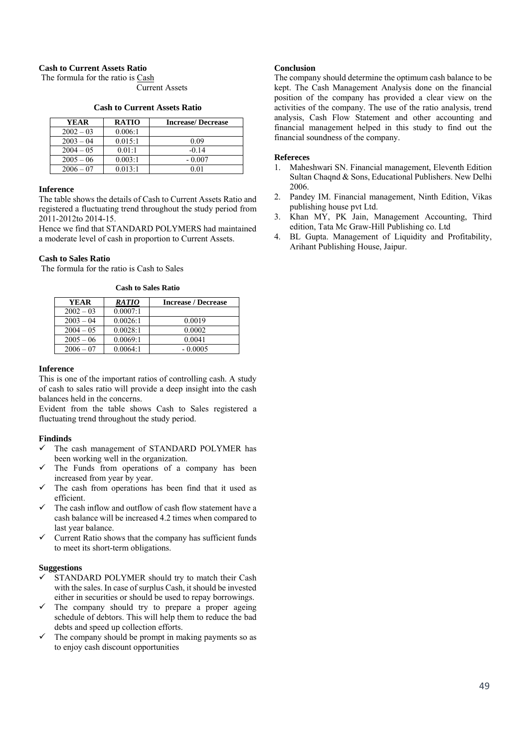### Cash to Current Assets Ratio

The formula for the ratio is Cash / Current Assets

**Cash to Current Assets Ratio**

| YEAR | RATIO | Increase/ Decrease |
|---|---|---|
| 2002 – 03 | 0.006:1 | |
| 2003 – 04 | 0.015:1 | 0.09 |
| 2004 – 05 | 0.01:1 | -0.14 |
| 2005 – 06 | 0.003:1 | - 0.007 |
| 2006 – 07 | 0.013:1 | 0.01 |

### Inference

The table shows the details of Cash to Current Assets Ratio and registered a fluctuating trend throughout the study period from 2011-2012to 2014-15.

Hence we find that STANDARD POLYMERS had maintained a moderate level of cash in proportion to Current Assets.

### Cash to Sales Ratio

The formula for the ratio is Cash to Sales

**Cash to Sales Ratio**

| YEAR | *RATIO* | Increase / Decrease |
|---|---|---|
| 2002 – 03 | 0.0007:1 | |
| 2003 – 04 | 0.0026:1 | 0.0019 |
| 2004 – 05 | 0.0028:1 | 0.0002 |
| 2005 – 06 | 0.0069:1 | 0.0041 |
| 2006 – 07 | 0.0064:1 | - 0.0005 |

### Inference

This is one of the important ratios of controlling cash. A study of cash to sales ratio will provide a deep insight into the cash balances held in the concerns.

Evident from the table shows Cash to Sales registered a fluctuating trend throughout the study period.

### Findinds

- ✓ The cash management of STANDARD POLYMER has been working well in the organization.
- ✓ The Funds from operations of a company has been increased from year by year.
- ✓ The cash from operations has been find that it used as efficient.
- ✓ The cash inflow and outflow of cash flow statement have a cash balance will be increased 4.2 times when compared to last year balance.
- ✓ Current Ratio shows that the company has sufficient funds to meet its short-term obligations.

### Suggestions

- ✓ STANDARD POLYMER should try to match their Cash with the sales. In case of surplus Cash, it should be invested either in securities or should be used to repay borrowings.
- ✓ The company should try to prepare a proper ageing schedule of debtors. This will help them to reduce the bad debts and speed up collection efforts.
- ✓ The company should be prompt in making payments so as to enjoy cash discount opportunities

### Conclusion

The company should determine the optimum cash balance to be kept. The Cash Management Analysis done on the financial position of the company has provided a clear view on the activities of the company. The use of the ratio analysis, trend analysis, Cash Flow Statement and other accounting and financial management helped in this study to find out the financial soundness of the company.

### Refereces

1. Maheshwari SN. Financial management, Eleventh Edition Sultan Chaqnd & Sons, Educational Publishers. New Delhi 2006.
2. Pandey IM. Financial management, Ninth Edition, Vikas publishing house pvt Ltd.
3. Khan MY, PK Jain, Management Accounting, Third edition, Tata Mc Graw-Hill Publishing co. Ltd
4. BL Gupta. Management of Liquidity and Profitability, Arihant Publishing House, Jaipur.